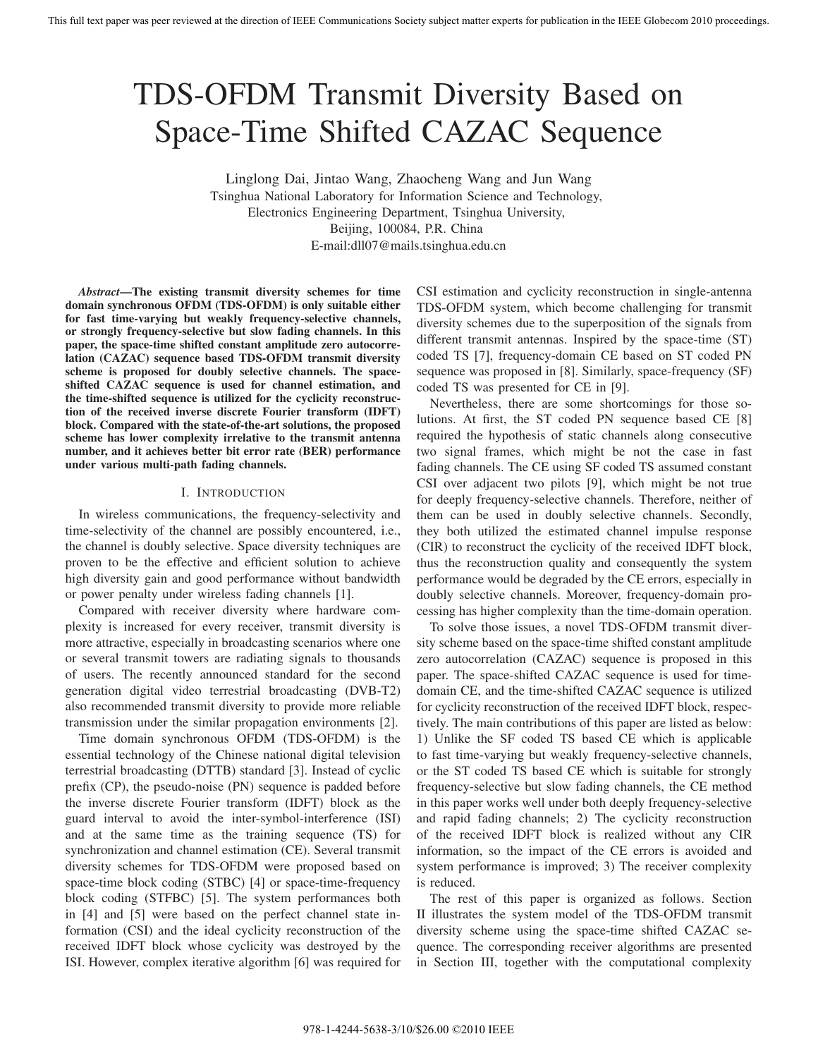# TDS-OFDM Transmit Diversity Based on Space-Time Shifted CAZAC Sequence

Linglong Dai, Jintao Wang, Zhaocheng Wang and Jun Wang
Tsinghua National Laboratory for Information Science and Technology,
Electronics Engineering Department, Tsinghua University,
Beijing, 100084, P.R. China
E-mail:dll07@mails.tsinghua.edu.cn

***Abstract*—The existing transmit diversity schemes for time domain synchronous OFDM (TDS-OFDM) is only suitable either for fast time-varying but weakly frequency-selective channels, or strongly frequency-selective but slow fading channels. In this paper, the space-time shifted constant amplitude zero autocorrelation (CAZAC) sequence based TDS-OFDM transmit diversity scheme is proposed for doubly selective channels. The space-shifted CAZAC sequence is used for channel estimation, and the time-shifted sequence is utilized for the cyclicity reconstruction of the received inverse discrete Fourier transform (IDFT) block. Compared with the state-of-the-art solutions, the proposed scheme has lower complexity irrelative to the transmit antenna number, and it achieves better bit error rate (BER) performance under various multi-path fading channels.**

## I. Introduction

In wireless communications, the frequency-selectivity and time-selectivity of the channel are possibly encountered, i.e., the channel is doubly selective. Space diversity techniques are proven to be the effective and efficient solution to achieve high diversity gain and good performance without bandwidth or power penalty under wireless fading channels [1].

Compared with receiver diversity where hardware complexity is increased for every receiver, transmit diversity is more attractive, especially in broadcasting scenarios where one or several transmit towers are radiating signals to thousands of users. The recently announced standard for the second generation digital video terrestrial broadcasting (DVB-T2) also recommended transmit diversity to provide more reliable transmission under the similar propagation environments [2].

Time domain synchronous OFDM (TDS-OFDM) is the essential technology of the Chinese national digital television terrestrial broadcasting (DTTB) standard [3]. Instead of cyclic prefix (CP), the pseudo-noise (PN) sequence is padded before the inverse discrete Fourier transform (IDFT) block as the guard interval to avoid the inter-symbol-interference (ISI) and at the same time as the training sequence (TS) for synchronization and channel estimation (CE). Several transmit diversity schemes for TDS-OFDM were proposed based on space-time block coding (STBC) [4] or space-time-frequency block coding (STFBC) [5]. The system performances both in [4] and [5] were based on the perfect channel state information (CSI) and the ideal cyclicity reconstruction of the received IDFT block whose cyclicity was destroyed by the ISI. However, complex iterative algorithm [6] was required for CSI estimation and cyclicity reconstruction in single-antenna TDS-OFDM system, which become challenging for transmit diversity schemes due to the superposition of the signals from different transmit antennas. Inspired by the space-time (ST) coded TS [7], frequency-domain CE based on ST coded PN sequence was proposed in [8]. Similarly, space-frequency (SF) coded TS was presented for CE in [9].

Nevertheless, there are some shortcomings for those solutions. At first, the ST coded PN sequence based CE [8] required the hypothesis of static channels along consecutive two signal frames, which might be not the case in fast fading channels. The CE using SF coded TS assumed constant CSI over adjacent two pilots [9], which might be not true for deeply frequency-selective channels. Therefore, neither of them can be used in doubly selective channels. Secondly, they both utilized the estimated channel impulse response (CIR) to reconstruct the cyclicity of the received IDFT block, thus the reconstruction quality and consequently the system performance would be degraded by the CE errors, especially in doubly selective channels. Moreover, frequency-domain processing has higher complexity than the time-domain operation.

To solve those issues, a novel TDS-OFDM transmit diversity scheme based on the space-time shifted constant amplitude zero autocorrelation (CAZAC) sequence is proposed in this paper. The space-shifted CAZAC sequence is used for time-domain CE, and the time-shifted CAZAC sequence is utilized for cyclicity reconstruction of the received IDFT block, respectively. The main contributions of this paper are listed as below: 1) Unlike the SF coded TS based CE which is applicable to fast time-varying but weakly frequency-selective channels, or the ST coded TS based CE which is suitable for strongly frequency-selective but slow fading channels, the CE method in this paper works well under both deeply frequency-selective and rapid fading channels; 2) The cyclicity reconstruction of the received IDFT block is realized without any CIR information, so the impact of the CE errors is avoided and system performance is improved; 3) The receiver complexity is reduced.

The rest of this paper is organized as follows. Section II illustrates the system model of the TDS-OFDM transmit diversity scheme using the space-time shifted CAZAC sequence. The corresponding receiver algorithms are presented in Section III, together with the computational complexity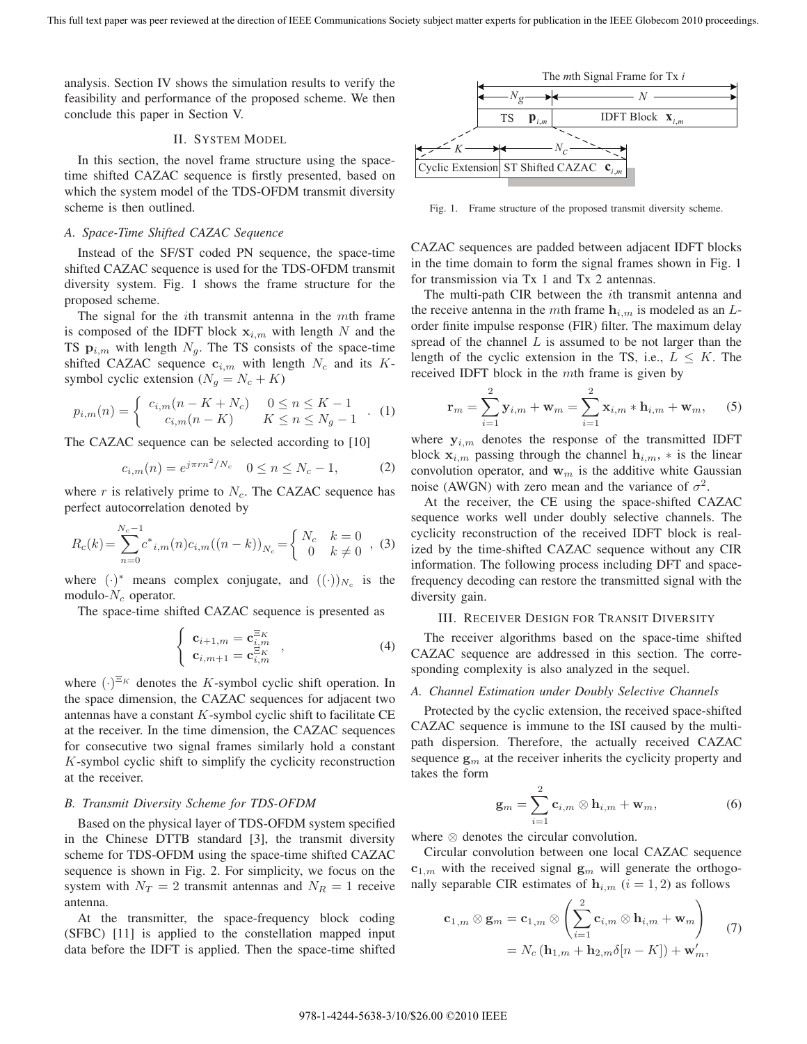analysis. Section IV shows the simulation results to verify the feasibility and performance of the proposed scheme. We then conclude this paper in Section V.

## II. System Model

In this section, the novel frame structure using the space-time shifted CAZAC sequence is firstly presented, based on which the system model of the TDS-OFDM transmit diversity scheme is then outlined.

### A. Space-Time Shifted CAZAC Sequence

Instead of the SF/ST coded PN sequence, the space-time shifted CAZAC sequence is used for the TDS-OFDM transmit diversity system. Fig. 1 shows the frame structure for the proposed scheme.

The signal for the $i$th transmit antenna in the $m$th frame is composed of the IDFT block $\mathbf{x}_{i,m}$ with length $N$ and the TS $\mathbf{p}_{i,m}$ with length $N_g$. The TS consists of the space-time shifted CAZAC sequence $\mathbf{c}_{i,m}$ with length $N_c$ and its $K$-symbol cyclic extension ($N_g = N_c + K$)

$$p_{i,m}(n) = \begin{cases} c_{i,m}(n-K+N_c) & 0 \leq n \leq K-1 \\ c_{i,m}(n-K) & K \leq n \leq N_g - 1 \end{cases}. \quad (1)$$

The CAZAC sequence can be selected according to [10]

$$c_{i,m}(n) = e^{j\pi r n^2/N_c} \quad 0 \leq n \leq N_c - 1, \quad (2)$$

where $r$ is relatively prime to $N_c$. The CAZAC sequence has perfect autocorrelation denoted by

$$R_c(k) = \sum_{n=0}^{N_c-1} c^*{}_{i,m}(n) c_{i,m}((n-k))_{N_c} = \begin{cases} N_c & k=0 \\ 0 & k \neq 0 \end{cases}, \quad (3)$$

where $(\cdot)^*$ means complex conjugate, and $((\cdot))_{N_c}$ is the modulo-$N_c$ operator.

The space-time shifted CAZAC sequence is presented as

$$\begin{cases} \mathbf{c}_{i+1,m} = \mathbf{c}_{i,m}^{\Xi_K} \\ \mathbf{c}_{i,m+1} = \mathbf{c}_{i,m}^{\Xi_K} \end{cases}, \quad (4)$$

where $(\cdot)^{\Xi_K}$ denotes the $K$-symbol cyclic shift operation. In the space dimension, the CAZAC sequences for adjacent two antennas have a constant $K$-symbol cyclic shift to facilitate CE at the receiver. In the time dimension, the CAZAC sequences for consecutive two signal frames similarly hold a constant $K$-symbol cyclic shift to simplify the cyclicity reconstruction at the receiver.

### B. Transmit Diversity Scheme for TDS-OFDM

Based on the physical layer of TDS-OFDM system specified in the Chinese DTTB standard [3], the transmit diversity scheme for TDS-OFDM using the space-time shifted CAZAC sequence is shown in Fig. 2. For simplicity, we focus on the system with $N_T = 2$ transmit antennas and $N_R = 1$ receive antenna.

At the transmitter, the space-frequency block coding (SFBC) [11] is applied to the constellation mapped input data before the IDFT is applied. Then the space-time shifted CAZAC sequences are padded between adjacent IDFT blocks in the time domain to form the signal frames shown in Fig. 1 for transmission via Tx 1 and Tx 2 antennas.

Fig. 1. Frame structure of the proposed transmit diversity scheme.

The multi-path CIR between the $i$th transmit antenna and the receive antenna in the $m$th frame $\mathbf{h}_{i,m}$ is modeled as an $L$-order finite impulse response (FIR) filter. The maximum delay spread of the channel $L$ is assumed to be not larger than the length of the cyclic extension in the TS, i.e., $L \leq K$. The received IDFT block in the $m$th frame is given by

$$\mathbf{r}_m = \sum_{i=1}^{2} \mathbf{y}_{i,m} + \mathbf{w}_m = \sum_{i=1}^{2} \mathbf{x}_{i,m} * \mathbf{h}_{i,m} + \mathbf{w}_m, \quad (5)$$

where $\mathbf{y}_{i,m}$ denotes the response of the transmitted IDFT block $\mathbf{x}_{i,m}$ passing through the channel $\mathbf{h}_{i,m}$, $*$ is the linear convolution operator, and $\mathbf{w}_m$ is the additive white Gaussian noise (AWGN) with zero mean and the variance of $\sigma^2$.

At the receiver, the CE using the space-shifted CAZAC sequence works well under doubly selective channels. The cyclicity reconstruction of the received IDFT block is realized by the time-shifted CAZAC sequence without any CIR information. The following process including DFT and space-frequency decoding can restore the transmitted signal with the diversity gain.

## III. Receiver Design for Transit Diversity

The receiver algorithms based on the space-time shifted CAZAC sequence are addressed in this section. The corresponding complexity is also analyzed in the sequel.

### A. Channel Estimation under Doubly Selective Channels

Protected by the cyclic extension, the received space-shifted CAZAC sequence is immune to the ISI caused by the multi-path dispersion. Therefore, the actually received CAZAC sequence $\mathbf{g}_m$ at the receiver inherits the cyclicity property and takes the form

$$\mathbf{g}_m = \sum_{i=1}^{2} \mathbf{c}_{i,m} \otimes \mathbf{h}_{i,m} + \mathbf{w}_m, \quad (6)$$

where $\otimes$ denotes the circular convolution.

Circular convolution between one local CAZAC sequence $\mathbf{c}_{1,m}$ with the received signal $\mathbf{g}_m$ will generate the orthogonally separable CIR estimates of $\mathbf{h}_{i,m}$ ($i = 1, 2$) as follows

$$\begin{aligned} \mathbf{c}_{1,m} \otimes \mathbf{g}_m &= \mathbf{c}_{1,m} \otimes \left( \sum_{i=1}^{2} \mathbf{c}_{i,m} \otimes \mathbf{h}_{i,m} + \mathbf{w}_m \right) \\ &= N_c \left( \mathbf{h}_{1,m} + \mathbf{h}_{2,m} \delta[n-K] \right) + \mathbf{w}'_m, \end{aligned} \quad (7)$$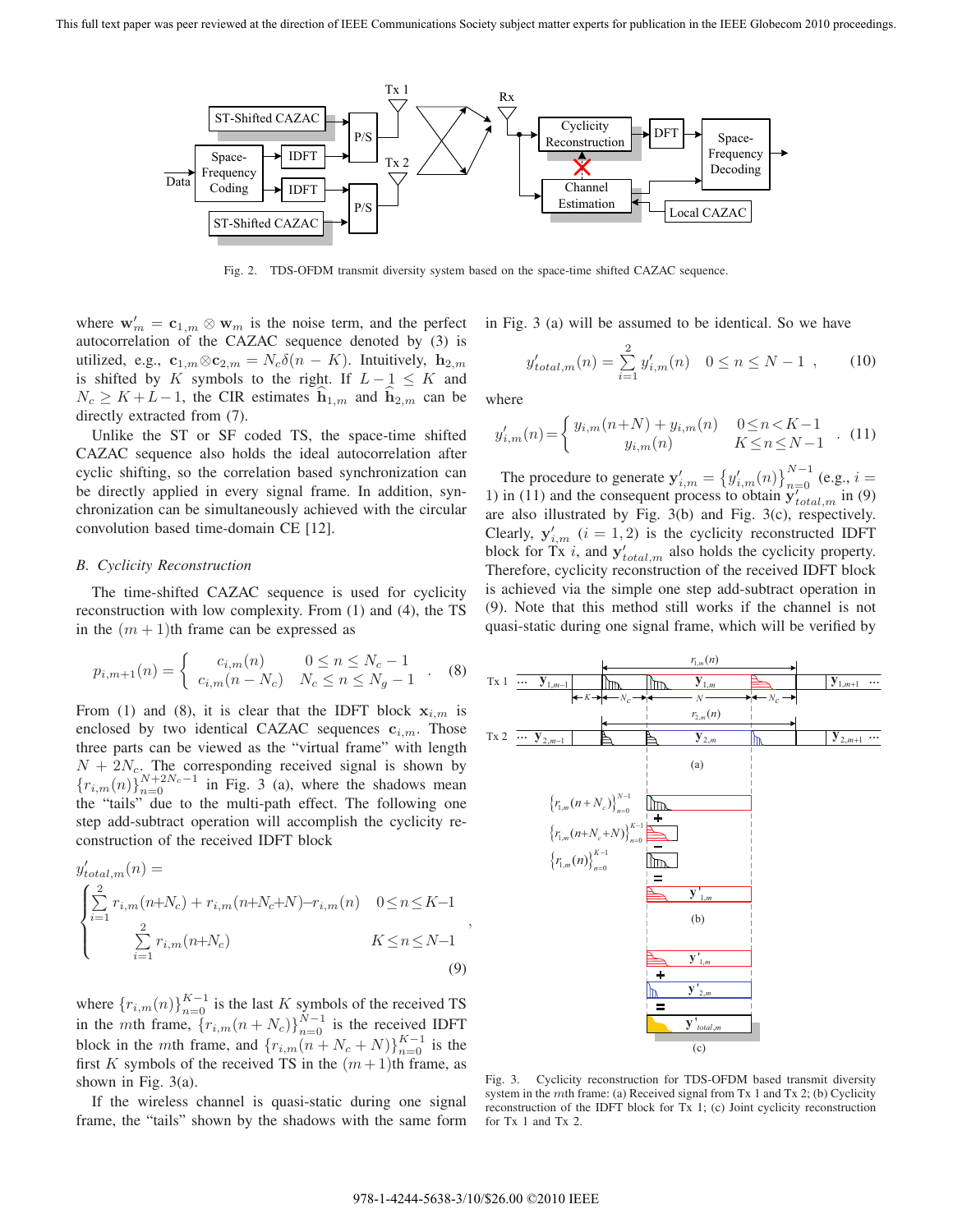Fig. 2. TDS-OFDM transmit diversity system based on the space-time shifted CAZAC sequence.

where $\mathbf{w}'_m = \mathbf{c}_{1,m} \otimes \mathbf{w}_m$ is the noise term, and the perfect autocorrelation of the CAZAC sequence denoted by (3) is utilized, e.g., $\mathbf{c}_{1,m} \otimes \mathbf{c}_{2,m} = N_c \delta(n-K)$. Intuitively, $\mathbf{h}_{2,m}$ is shifted by $K$ symbols to the right. If $L-1 \leq K$ and $N_c \geq K+L-1$, the CIR estimates $\widehat{\mathbf{h}}_{1,m}$ and $\widehat{\mathbf{h}}_{2,m}$ can be directly extracted from (7).

Unlike the ST or SF coded TS, the space-time shifted CAZAC sequence also holds the ideal autocorrelation after cyclic shifting, so the correlation based synchronization can be directly applied in every signal frame. In addition, synchronization can be simultaneously achieved with the circular convolution based time-domain CE [12].

### B. Cyclicity Reconstruction

The time-shifted CAZAC sequence is used for cyclicity reconstruction with low complexity. From (1) and (4), the TS in the $(m+1)$th frame can be expressed as

$$p_{i,m+1}(n) = \begin{cases} c_{i,m}(n) & 0 \leq n \leq N_c - 1 \\ c_{i,m}(n-N_c) & N_c \leq n \leq N_g - 1 \end{cases} . \quad (8)$$

From (1) and (8), it is clear that the IDFT block $\mathbf{x}_{i,m}$ is enclosed by two identical CAZAC sequences $\mathbf{c}_{i,m}$. Those three parts can be viewed as the "virtual frame" with length $N+2N_c$. The corresponding received signal is shown by $\{r_{i,m}(n)\}_{n=0}^{N+2N_c-1}$ in Fig. 3 (a), where the shadows mean the "tails" due to the multi-path effect. The following one step add-subtract operation will accomplish the cyclicity reconstruction of the received IDFT block

$$y'_{total,m}(n) = \begin{cases} \sum_{i=1}^{2} r_{i,m}(n+N_c) + r_{i,m}(n+N_c+N) - r_{i,m}(n) & 0 \leq n \leq K-1 \\ \sum_{i=1}^{2} r_{i,m}(n+N_c) & K \leq n \leq N-1 \end{cases} , \quad (9)$$

where $\{r_{i,m}(n)\}_{n=0}^{K-1}$ is the last $K$ symbols of the received TS in the $m$th frame, $\{r_{i,m}(n+N_c)\}_{n=0}^{N-1}$ is the received IDFT block in the $m$th frame, and $\{r_{i,m}(n+N_c+N)\}_{n=0}^{K-1}$ is the first $K$ symbols of the received TS in the $(m+1)$th frame, as shown in Fig. 3(a).

If the wireless channel is quasi-static during one signal frame, the "tails" shown by the shadows with the same form in Fig. 3 (a) will be assumed to be identical. So we have

$$y'_{total,m}(n) = \sum_{i=1}^{2} y'_{i,m}(n) \quad 0 \leq n \leq N-1 , \quad (10)$$

where

$$y'_{i,m}(n) = \begin{cases} y_{i,m}(n+N) + y_{i,m}(n) & 0 \leq n < K-1 \\ y_{i,m}(n) & K \leq n \leq N-1 \end{cases} . \quad (11)$$

The procedure to generate $\mathbf{y}'_{i,m} = \{y'_{i,m}(n)\}_{n=0}^{N-1}$ (e.g., $i=1$) in (11) and the consequent process to obtain $\mathbf{y}'_{total,m}$ in (9) are also illustrated by Fig. 3(b) and Fig. 3(c), respectively. Clearly, $\mathbf{y}'_{i,m}$ $(i=1,2)$ is the cyclicity reconstructed IDFT block for Tx $i$, and $\mathbf{y}'_{total,m}$ also holds the cyclicity property. Therefore, cyclicity reconstruction of the received IDFT block is achieved via the simple one step add-subtract operation in (9). Note that this method still works if the channel is not quasi-static during one signal frame, which will be verified by

Fig. 3. Cyclicity reconstruction for TDS-OFDM based transmit diversity system in the $m$th frame: (a) Received signal from Tx 1 and Tx 2; (b) Cyclicity reconstruction of the IDFT block for Tx 1; (c) Joint cyclicity reconstruction for Tx 1 and Tx 2.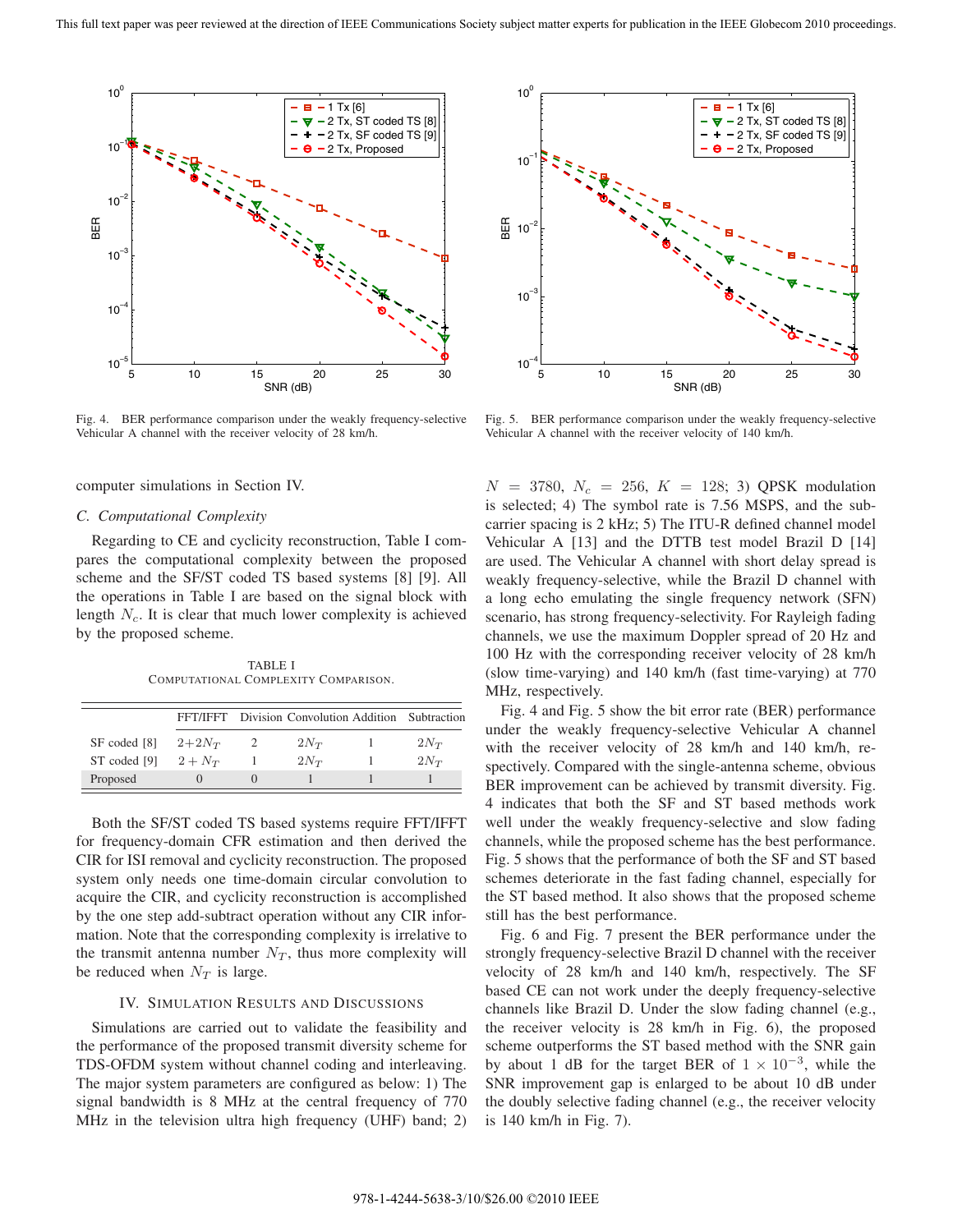Fig. 4. BER performance comparison under the weakly frequency-selective Vehicular A channel with the receiver velocity of 28 km/h.

Fig. 5. BER performance comparison under the weakly frequency-selective Vehicular A channel with the receiver velocity of 140 km/h.

computer simulations in Section IV.

### C. Computational Complexity

Regarding to CE and cyclicity reconstruction, Table I compares the computational complexity between the proposed scheme and the SF/ST coded TS based systems [8] [9]. All the operations in Table I are based on the signal block with length $N_c$. It is clear that much lower complexity is achieved by the proposed scheme.

TABLE I
COMPUTATIONAL COMPLEXITY COMPARISON.

| | FFT/IFFT | Division | Convolution | Addition | Subtraction |
|---|---|---|---|---|---|
| SF coded [8] | $2+2N_T$ | 2 | $2N_T$ | 1 | $2N_T$ |
| ST coded [9] | $2+N_T$ | 1 | $2N_T$ | 1 | $2N_T$ |
| Proposed | 0 | 0 | 1 | 1 | 1 |

Both the SF/ST coded TS based systems require FFT/IFFT for frequency-domain CFR estimation and then derived the CIR for ISI removal and cyclicity reconstruction. The proposed system only needs one time-domain circular convolution to acquire the CIR, and cyclicity reconstruction is accomplished by the one step add-subtract operation without any CIR information. Note that the corresponding complexity is irrelative to the transmit antenna number $N_T$, thus more complexity will be reduced when $N_T$ is large.

## IV. SIMULATION RESULTS AND DISCUSSIONS

Simulations are carried out to validate the feasibility and the performance of the proposed transmit diversity scheme for TDS-OFDM system without channel coding and interleaving. The major system parameters are configured as below: 1) The signal bandwidth is 8 MHz at the central frequency of 770 MHz in the television ultra high frequency (UHF) band; 2) $N = 3780$, $N_c = 256$, $K = 128$; 3) QPSK modulation is selected; 4) The symbol rate is 7.56 MSPS, and the subcarrier spacing is 2 kHz; 5) The ITU-R defined channel model Vehicular A [13] and the DTTB test model Brazil D [14] are used. The Vehicular A channel with short delay spread is weakly frequency-selective, while the Brazil D channel with a long echo emulating the single frequency network (SFN) scenario, has strong frequency-selectivity. For Rayleigh fading channels, we use the maximum Doppler spread of 20 Hz and 100 Hz with the corresponding receiver velocity of 28 km/h (slow time-varying) and 140 km/h (fast time-varying) at 770 MHz, respectively.

Fig. 4 and Fig. 5 show the bit error rate (BER) performance under the weakly frequency-selective Vehicular A channel with the receiver velocity of 28 km/h and 140 km/h, respectively. Compared with the single-antenna scheme, obvious BER improvement can be achieved by transmit diversity. Fig. 4 indicates that both the SF and ST based methods work well under the weakly frequency-selective and slow fading channels, while the proposed scheme has the best performance. Fig. 5 shows that the performance of both the SF and ST based schemes deteriorate in the fast fading channel, especially for the ST based method. It also shows that the proposed scheme still has the best performance.

Fig. 6 and Fig. 7 present the BER performance under the strongly frequency-selective Brazil D channel with the receiver velocity of 28 km/h and 140 km/h, respectively. The SF based CE can not work under the deeply frequency-selective channels like Brazil D. Under the slow fading channel (e.g., the receiver velocity is 28 km/h in Fig. 6), the proposed scheme outperforms the ST based method with the SNR gain by about 1 dB for the target BER of $1 \times 10^{-3}$, while the SNR improvement gap is enlarged to be about 10 dB under the doubly selective fading channel (e.g., the receiver velocity is 140 km/h in Fig. 7).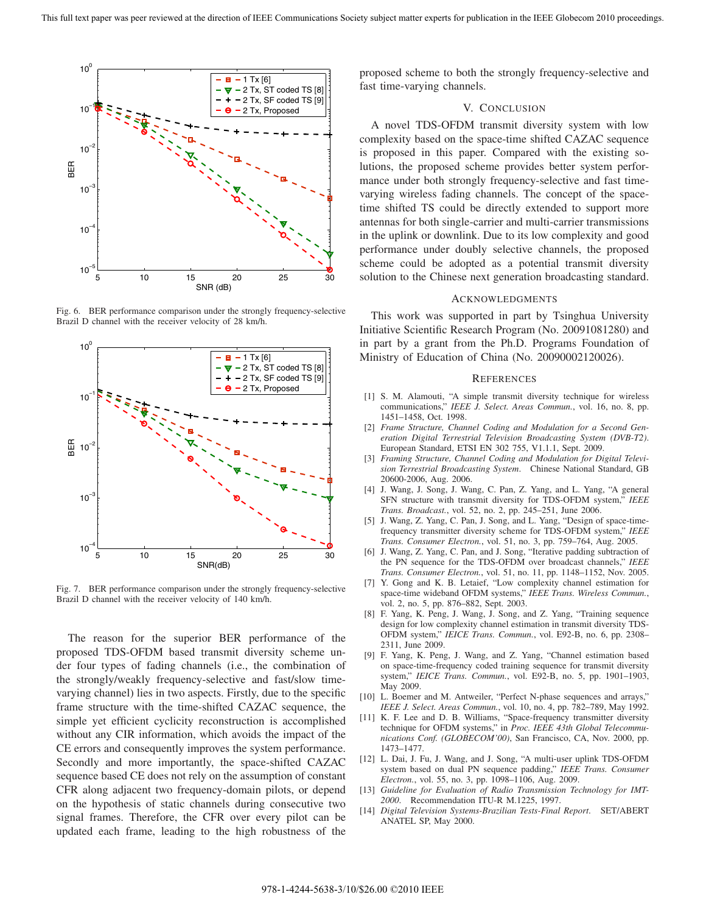10^0
10^-1
10^-2
10^-3
10^-4
10^-5
BER
5 10 15 20 25 30
SNR (dB)
1 Tx [6]
2 Tx, ST coded TS [8]
2 Tx, SF coded TS [9]
2 Tx, Proposed

Fig. 6. BER performance comparison under the strongly frequency-selective Brazil D channel with the receiver velocity of 28 km/h.

10^0
10^-1
10^-2
10^-3
10^-4
BER
5 10 15 20 25 30
SNR(dB)
1 Tx [6]
2 Tx, ST coded TS [8]
2 Tx, SF coded TS [9]
2 Tx, Proposed

Fig. 7. BER performance comparison under the strongly frequency-selective Brazil D channel with the receiver velocity of 140 km/h.

The reason for the superior BER performance of the proposed TDS-OFDM based transmit diversity scheme under four types of fading channels (i.e., the combination of the strongly/weakly frequency-selective and fast/slow time-varying channel) lies in two aspects. Firstly, due to the specific frame structure with the time-shifted CAZAC sequence, the simple yet efficient cyclicity reconstruction is accomplished without any CIR information, which avoids the impact of the CE errors and consequently improves the system performance. Secondly and more importantly, the space-shifted CAZAC sequence based CE does not rely on the assumption of constant CFR along adjacent two frequency-domain pilots, or depend on the hypothesis of static channels during consecutive two signal frames. Therefore, the CFR over every pilot can be updated each frame, leading to the high robustness of the proposed scheme to both the strongly frequency-selective and fast time-varying channels.

## V. Conclusion

A novel TDS-OFDM transmit diversity system with low complexity based on the space-time shifted CAZAC sequence is proposed in this paper. Compared with the existing solutions, the proposed scheme provides better system performance under both strongly frequency-selective and fast time-varying wireless fading channels. The concept of the space-time shifted TS could be directly extended to support more antennas for both single-carrier and multi-carrier transmissions in the uplink or downlink. Due to its low complexity and good performance under doubly selective channels, the proposed scheme could be adopted as a potential transmit diversity solution to the Chinese next generation broadcasting standard.

## Acknowledgments

This work was supported in part by Tsinghua University Initiative Scientific Research Program (No. 20091081280) and in part by a grant from the Ph.D. Programs Foundation of Ministry of Education of China (No. 20090002120026).

## References

[1] S. M. Alamouti, "A simple transmit diversity technique for wireless communications," *IEEE J. Select. Areas Commun.*, vol. 16, no. 8, pp. 1451–1458, Oct. 1998.

[2] *Frame Structure, Channel Coding and Modulation for a Second Generation Digital Terrestrial Television Broadcasting System (DVB-T2)*. European Standard, ETSI EN 302 755, V1.1.1, Sept. 2009.

[3] *Framing Structure, Channel Coding and Modulation for Digital Television Terrestrial Broadcasting System*. Chinese National Standard, GB 20600-2006, Aug. 2006.

[4] J. Wang, J. Song, J. Wang, C. Pan, Z. Yang, and L. Yang, "A general SFN structure with transmit diversity for TDS-OFDM system," *IEEE Trans. Broadcast.*, vol. 52, no. 2, pp. 245–251, June 2006.

[5] J. Wang, Z. Yang, C. Pan, J. Song, and L. Yang, "Design of space-time-frequency transmitter diversity scheme for TDS-OFDM system," *IEEE Trans. Consumer Electron.*, vol. 51, no. 3, pp. 759–764, Aug. 2005.

[6] J. Wang, Z. Yang, C. Pan, and J. Song, "Iterative padding subtraction of the PN sequence for the TDS-OFDM over broadcast channels," *IEEE Trans. Consumer Electron.*, vol. 51, no. 11, pp. 1148–1152, Nov. 2005.

[7] Y. Gong and K. B. Letaief, "Low complexity channel estimation for space-time wideband OFDM systems," *IEEE Trans. Wireless Commun.*, vol. 2, no. 5, pp. 876–882, Sept. 2003.

[8] F. Yang, K. Peng, J. Wang, J. Song, and Z. Yang, "Training sequence design for low complexity channel estimation in transmit diversity TDS-OFDM system," *IEICE Trans. Commun.*, vol. E92-B, no. 6, pp. 2308–2311, June 2009.

[9] F. Yang, K. Peng, J. Wang, and Z. Yang, "Channel estimation based on space-time-frequency coded training sequence for transmit diversity system," *IEICE Trans. Commun.*, vol. E92-B, no. 5, pp. 1901–1903, May 2009.

[10] L. Boemer and M. Antweiler, "Perfect N-phase sequences and arrays," *IEEE J. Select. Areas Commun.*, vol. 10, no. 4, pp. 782–789, May 1992.

[11] K. F. Lee and D. B. Williams, "Space-frequency transmitter diversity technique for OFDM systems," in *Proc. IEEE 43th Global Telecommunications Conf. (GLOBECOM'00)*, San Francisco, CA, Nov. 2000, pp. 1473–1477.

[12] L. Dai, J. Fu, J. Wang, and J. Song, "A multi-user uplink TDS-OFDM system based on dual PN sequence padding," *IEEE Trans. Consumer Electron.*, vol. 55, no. 3, pp. 1098–1106, Aug. 2009.

[13] *Guideline for Evaluation of Radio Transmission Technology for IMT-2000*. Recommendation ITU-R M.1225, 1997.

[14] *Digital Television Systems-Brazilian Tests-Final Report*. SET/ABERT ANATEL SP, May 2000.